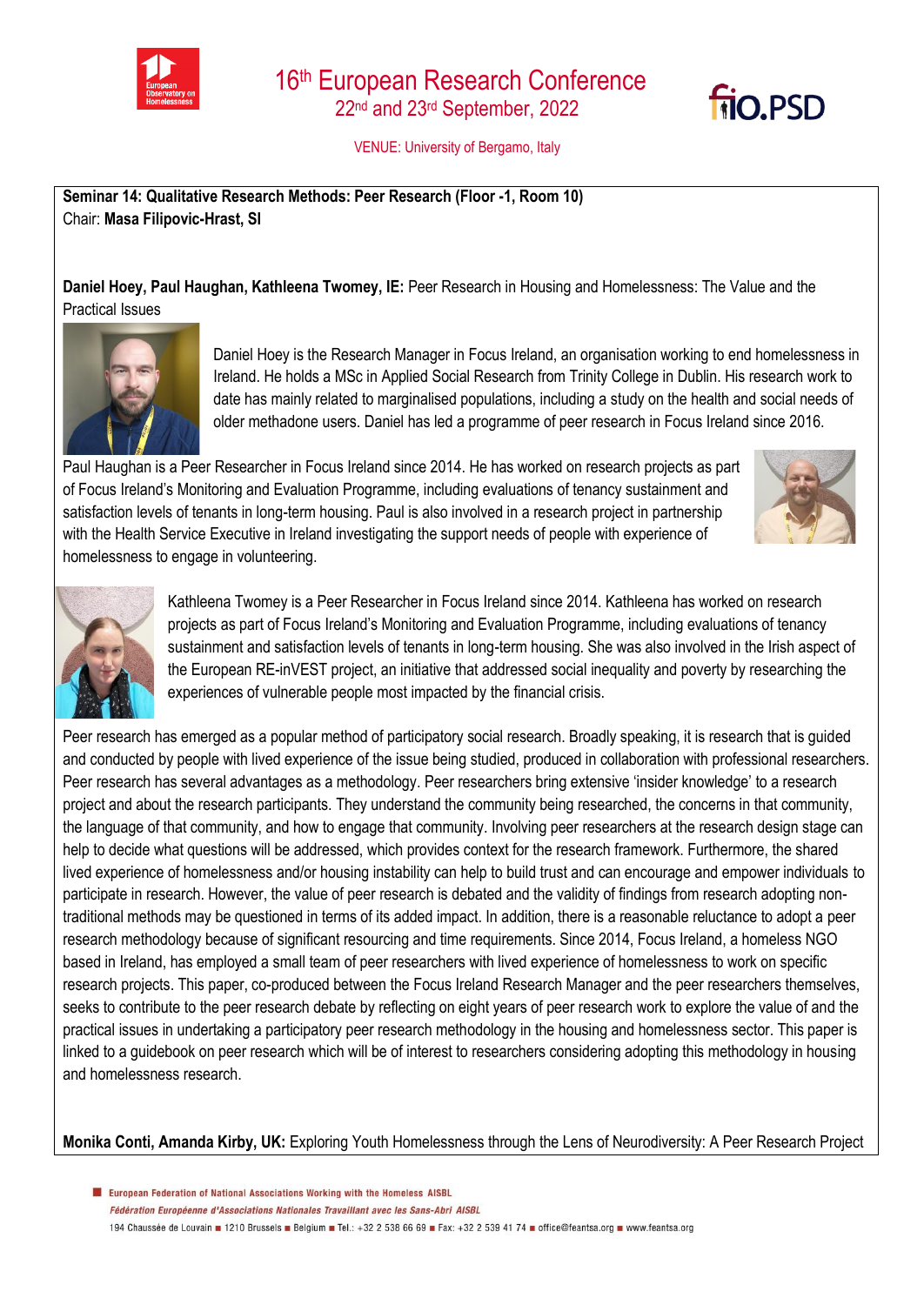# 16th European Research Conference

22nd and 23rd September, 2022

VENUE: University of Bergamo, Italy

**Seminar 14: Qualitative Research Methods: Peer Research (Floor -1, Room 10)**
Chair: **Masa Filipovic-Hrast, SI**

**Daniel Hoey, Paul Haughan, Kathleena Twomey, IE:** Peer Research in Housing and Homelessness: The Value and the Practical Issues

Daniel Hoey is the Research Manager in Focus Ireland, an organisation working to end homelessness in Ireland. He holds a MSc in Applied Social Research from Trinity College in Dublin. His research work to date has mainly related to marginalised populations, including a study on the health and social needs of older methadone users. Daniel has led a programme of peer research in Focus Ireland since 2016.

Paul Haughan is a Peer Researcher in Focus Ireland since 2014. He has worked on research projects as part of Focus Ireland's Monitoring and Evaluation Programme, including evaluations of tenancy sustainment and satisfaction levels of tenants in long-term housing. Paul is also involved in a research project in partnership with the Health Service Executive in Ireland investigating the support needs of people with experience of homelessness to engage in volunteering.

Kathleena Twomey is a Peer Researcher in Focus Ireland since 2014. Kathleena has worked on research projects as part of Focus Ireland's Monitoring and Evaluation Programme, including evaluations of tenancy sustainment and satisfaction levels of tenants in long-term housing. She was also involved in the Irish aspect of the European RE-inVEST project, an initiative that addressed social inequality and poverty by researching the experiences of vulnerable people most impacted by the financial crisis.

Peer research has emerged as a popular method of participatory social research. Broadly speaking, it is research that is guided and conducted by people with lived experience of the issue being studied, produced in collaboration with professional researchers. Peer research has several advantages as a methodology. Peer researchers bring extensive 'insider knowledge' to a research project and about the research participants. They understand the community being researched, the concerns in that community, the language of that community, and how to engage that community. Involving peer researchers at the research design stage can help to decide what questions will be addressed, which provides context for the research framework. Furthermore, the shared lived experience of homelessness and/or housing instability can help to build trust and can encourage and empower individuals to participate in research. However, the value of peer research is debated and the validity of findings from research adopting non-traditional methods may be questioned in terms of its added impact. In addition, there is a reasonable reluctance to adopt a peer research methodology because of significant resourcing and time requirements. Since 2014, Focus Ireland, a homeless NGO based in Ireland, has employed a small team of peer researchers with lived experience of homelessness to work on specific research projects. This paper, co-produced between the Focus Ireland Research Manager and the peer researchers themselves, seeks to contribute to the peer research debate by reflecting on eight years of peer research work to explore the value of and the practical issues in undertaking a participatory peer research methodology in the housing and homelessness sector. This paper is linked to a guidebook on peer research which will be of interest to researchers considering adopting this methodology in housing and homelessness research.

**Monika Conti, Amanda Kirby, UK:** Exploring Youth Homelessness through the Lens of Neurodiversity: A Peer Research Project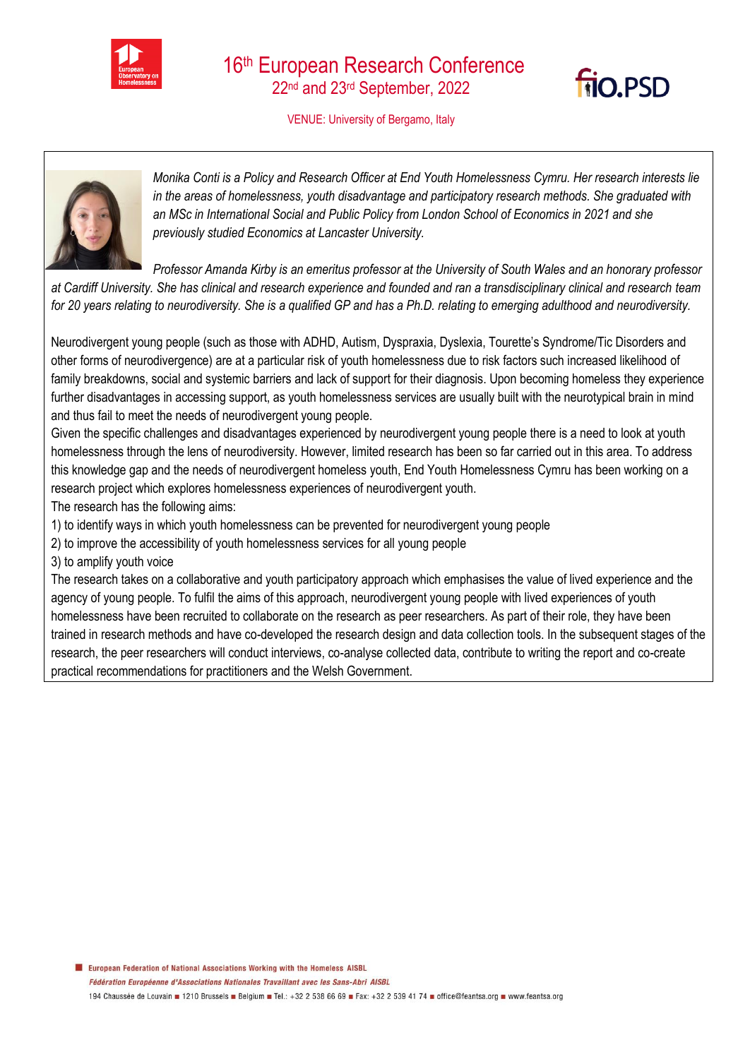*Monika Conti is a Policy and Research Officer at End Youth Homelessness Cymru. Her research interests lie in the areas of homelessness, youth disadvantage and participatory research methods. She graduated with an MSc in International Social and Public Policy from London School of Economics in 2021 and she previously studied Economics at Lancaster University.*

*Professor Amanda Kirby is an emeritus professor at the University of South Wales and an honorary professor at Cardiff University. She has clinical and research experience and founded and ran a transdisciplinary clinical and research team for 20 years relating to neurodiversity. She is a qualified GP and has a Ph.D. relating to emerging adulthood and neurodiversity.*

Neurodivergent young people (such as those with ADHD, Autism, Dyspraxia, Dyslexia, Tourette's Syndrome/Tic Disorders and other forms of neurodivergence) are at a particular risk of youth homelessness due to risk factors such increased likelihood of family breakdowns, social and systemic barriers and lack of support for their diagnosis. Upon becoming homeless they experience further disadvantages in accessing support, as youth homelessness services are usually built with the neurotypical brain in mind and thus fail to meet the needs of neurodivergent young people.

Given the specific challenges and disadvantages experienced by neurodivergent young people there is a need to look at youth homelessness through the lens of neurodiversity. However, limited research has been so far carried out in this area. To address this knowledge gap and the needs of neurodivergent homeless youth, End Youth Homelessness Cymru has been working on a research project which explores homelessness experiences of neurodivergent youth.

The research has the following aims:

1) to identify ways in which youth homelessness can be prevented for neurodivergent young people
2) to improve the accessibility of youth homelessness services for all young people
3) to amplify youth voice

The research takes on a collaborative and youth participatory approach which emphasises the value of lived experience and the agency of young people. To fulfil the aims of this approach, neurodivergent young people with lived experiences of youth homelessness have been recruited to collaborate on the research as peer researchers. As part of their role, they have been trained in research methods and have co-developed the research design and data collection tools. In the subsequent stages of the research, the peer researchers will conduct interviews, co-analyse collected data, contribute to writing the report and co-create practical recommendations for practitioners and the Welsh Government.